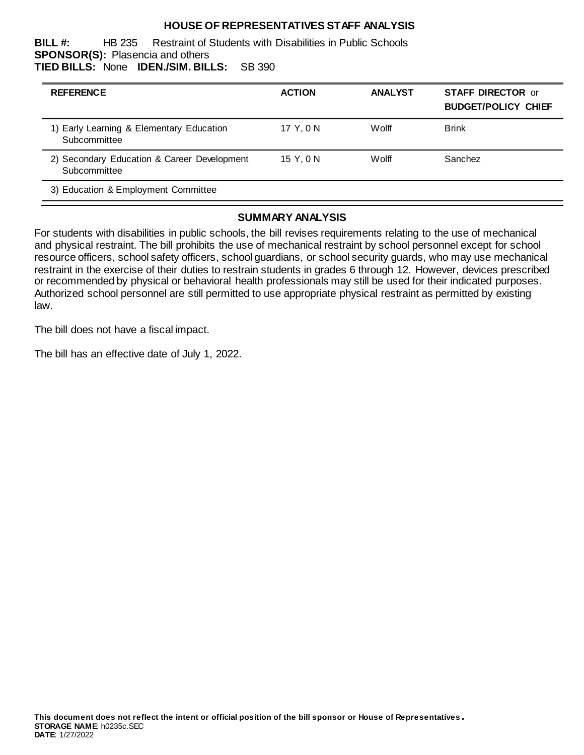# HOUSE OF REPRESENTATIVES STAFF ANALYSIS

**BILL #:** HB 235 Restraint of Students with Disabilities in Public Schools
**SPONSOR(S):** Plasencia and others
**TIED BILLS:** None **IDEN./SIM. BILLS:** SB 390

| REFERENCE | ACTION | ANALYST | STAFF DIRECTOR or BUDGET/POLICY CHIEF |
|---|---|---|---|
| 1) Early Learning & Elementary Education Subcommittee | 17 Y, 0 N | Wolff | Brink |
| 2) Secondary Education & Career Development Subcommittee | 15 Y, 0 N | Wolff | Sanchez |
| 3) Education & Employment Committee | | | |

## SUMMARY ANALYSIS

For students with disabilities in public schools, the bill revises requirements relating to the use of mechanical and physical restraint. The bill prohibits the use of mechanical restraint by school personnel except for school resource officers, school safety officers, school guardians, or school security guards, who may use mechanical restraint in the exercise of their duties to restrain students in grades 6 through 12. However, devices prescribed or recommended by physical or behavioral health professionals may still be used for their indicated purposes. Authorized school personnel are still permitted to use appropriate physical restraint as permitted by existing law.

The bill does not have a fiscal impact.

The bill has an effective date of July 1, 2022.

**This document does not reflect the intent or official position of the bill sponsor or House of Representatives.**
**STORAGE NAME**: h0235c.SEC
**DATE**: 1/27/2022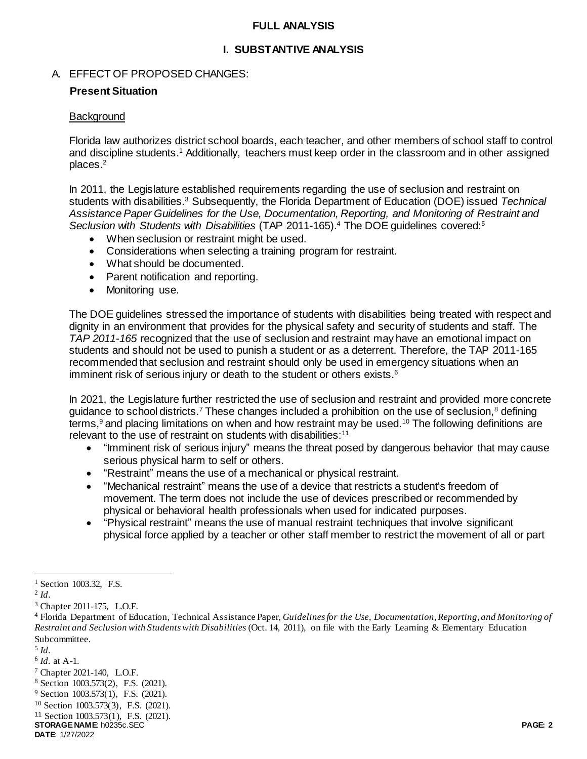## FULL ANALYSIS

## I. SUBSTANTIVE ANALYSIS

### A. EFFECT OF PROPOSED CHANGES:

**Present Situation**

Background

Florida law authorizes district school boards, each teacher, and other members of school staff to control and discipline students.[1] Additionally, teachers must keep order in the classroom and in other assigned places.[2]

In 2011, the Legislature established requirements regarding the use of seclusion and restraint on students with disabilities.[3] Subsequently, the Florida Department of Education (DOE) issued *Technical Assistance Paper Guidelines for the Use, Documentation, Reporting, and Monitoring of Restraint and Seclusion with Students with Disabilities* (TAP 2011-165).[4] The DOE guidelines covered:[5]

- When seclusion or restraint might be used.
- Considerations when selecting a training program for restraint.
- What should be documented.
- Parent notification and reporting.
- Monitoring use.

The DOE guidelines stressed the importance of students with disabilities being treated with respect and dignity in an environment that provides for the physical safety and security of students and staff. The *TAP 2011-165* recognized that the use of seclusion and restraint may have an emotional impact on students and should not be used to punish a student or as a deterrent. Therefore, the TAP 2011-165 recommended that seclusion and restraint should only be used in emergency situations when an imminent risk of serious injury or death to the student or others exists.[6]

In 2021, the Legislature further restricted the use of seclusion and restraint and provided more concrete guidance to school districts.[7] These changes included a prohibition on the use of seclusion,[8] defining terms,[9] and placing limitations on when and how restraint may be used.[10] The following definitions are relevant to the use of restraint on students with disabilities:[11]

- "Imminent risk of serious injury" means the threat posed by dangerous behavior that may cause serious physical harm to self or others.
- "Restraint" means the use of a mechanical or physical restraint.
- "Mechanical restraint" means the use of a device that restricts a student's freedom of movement. The term does not include the use of devices prescribed or recommended by physical or behavioral health professionals when used for indicated purposes.
- "Physical restraint" means the use of manual restraint techniques that involve significant physical force applied by a teacher or other staff member to restrict the movement of all or part

---

[1] Section 1003.32, F.S.

[2] *Id*.

[3] Chapter 2011-175, L.O.F.

[4] Florida Department of Education, Technical Assistance Paper, *Guidelines for the Use, Documentation, Reporting, and Monitoring of Restraint and Seclusion with Students with Disabilities* (Oct. 14, 2011), on file with the Early Learning & Elementary Education Subcommittee.

[5] *Id*.

[6] *Id*. at A-1.

[7] Chapter 2021-140, L.O.F.

[8] Section 1003.573(2), F.S. (2021).

[9] Section 1003.573(1), F.S. (2021).

[10] Section 1003.573(3), F.S. (2021).

[11] Section 1003.573(1), F.S. (2021).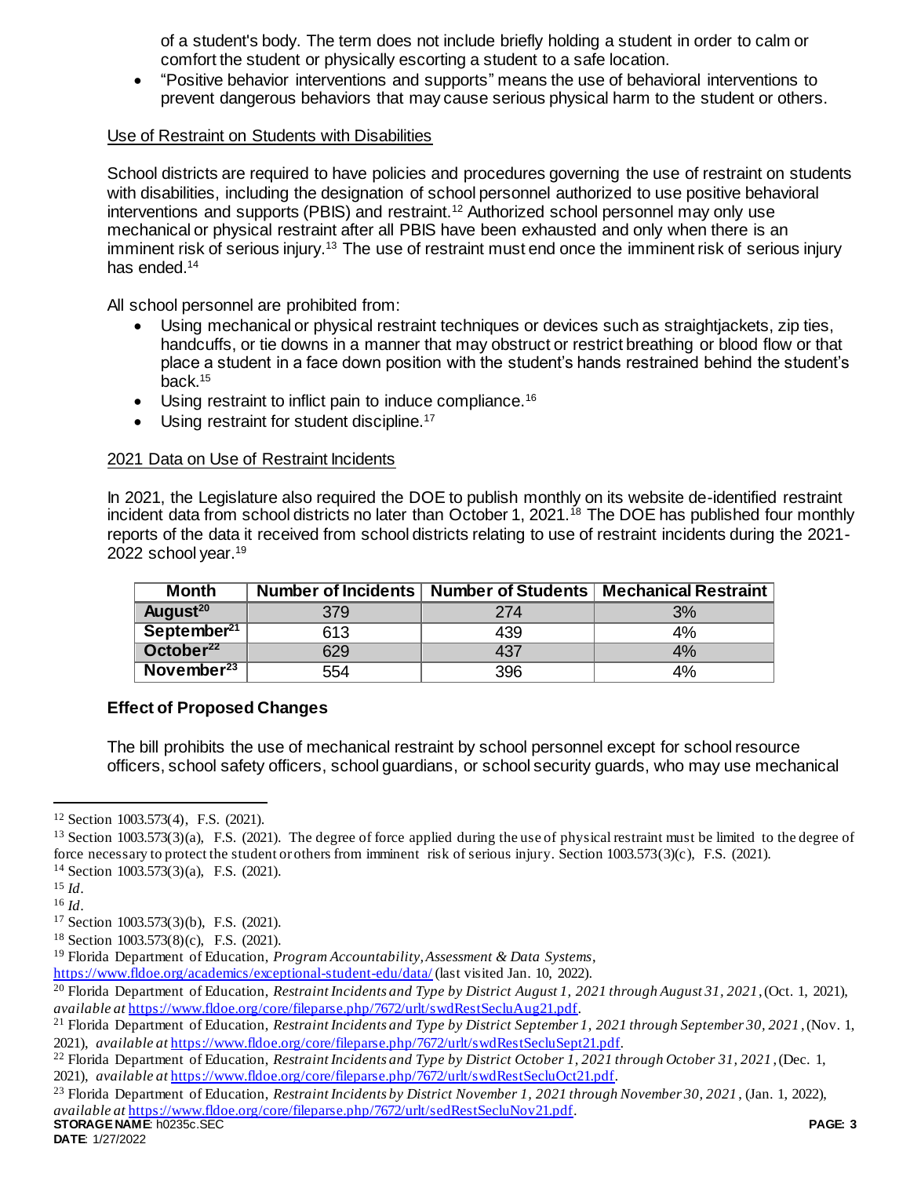of a student's body. The term does not include briefly holding a student in order to calm or comfort the student or physically escorting a student to a safe location.

- "Positive behavior interventions and supports" means the use of behavioral interventions to prevent dangerous behaviors that may cause serious physical harm to the student or others.

Use of Restraint on Students with Disabilities

School districts are required to have policies and procedures governing the use of restraint on students with disabilities, including the designation of school personnel authorized to use positive behavioral interventions and supports (PBIS) and restraint.[12] Authorized school personnel may only use mechanical or physical restraint after all PBIS have been exhausted and only when there is an imminent risk of serious injury.[13] The use of restraint must end once the imminent risk of serious injury has ended.[14]

All school personnel are prohibited from:

- Using mechanical or physical restraint techniques or devices such as straightjackets, zip ties, handcuffs, or tie downs in a manner that may obstruct or restrict breathing or blood flow or that place a student in a face down position with the student's hands restrained behind the student's back.[15]
- Using restraint to inflict pain to induce compliance.[16]
- Using restraint for student discipline.[17]

2021 Data on Use of Restraint Incidents

In 2021, the Legislature also required the DOE to publish monthly on its website de-identified restraint incident data from school districts no later than October 1, 2021.[18] The DOE has published four monthly reports of the data it received from school districts relating to use of restraint incidents during the 2021-2022 school year.[19]

| Month | Number of Incidents | Number of Students | Mechanical Restraint |
|---|---|---|---|
| August[20] | 379 | 274 | 3% |
| September[21] | 613 | 439 | 4% |
| October[22] | 629 | 437 | 4% |
| November[23] | 554 | 396 | 4% |

**Effect of Proposed Changes**

The bill prohibits the use of mechanical restraint by school personnel except for school resource officers, school safety officers, school guardians, or school security guards, who may use mechanical

---

[12] Section 1003.573(4), F.S. (2021).

[13] Section 1003.573(3)(a), F.S. (2021). The degree of force applied during the use of physical restraint must be limited to the degree of force necessary to protect the student or others from imminent risk of serious injury. Section 1003.573(3)(c), F.S. (2021).

[14] Section 1003.573(3)(a), F.S. (2021).

[15] *Id*.

[16] *Id*.

[17] Section 1003.573(3)(b), F.S. (2021).

[18] Section 1003.573(8)(c), F.S. (2021).

[19] Florida Department of Education, *Program Accountability, Assessment & Data Systems*, https://www.fldoe.org/academics/exceptional-student-edu/data/ (last visited Jan. 10, 2022).

[20] Florida Department of Education, *Restraint Incidents and Type by District August 1, 2021 through August 31, 2021*, (Oct. 1, 2021), *available at* https://www.fldoe.org/core/fileparse.php/7672/urlt/swdRestSecluAug21.pdf.

[21] Florida Department of Education, *Restraint Incidents and Type by District September 1, 2021 through September 30, 2021*, (Nov. 1, 2021), *available at* https://www.fldoe.org/core/fileparse.php/7672/urlt/swdRestSecluSept21.pdf.

[22] Florida Department of Education, *Restraint Incidents and Type by District October 1, 2021 through October 31, 2021*, (Dec. 1, 2021), *available at* https://www.fldoe.org/core/fileparse.php/7672/urlt/swdRestSecluOct21.pdf.

[23] Florida Department of Education, *Restraint Incidents by District November 1, 2021 through November 30, 2021*, (Jan. 1, 2022), *available at* https://www.fldoe.org/core/fileparse.php/7672/urlt/sedRestSecluNov21.pdf.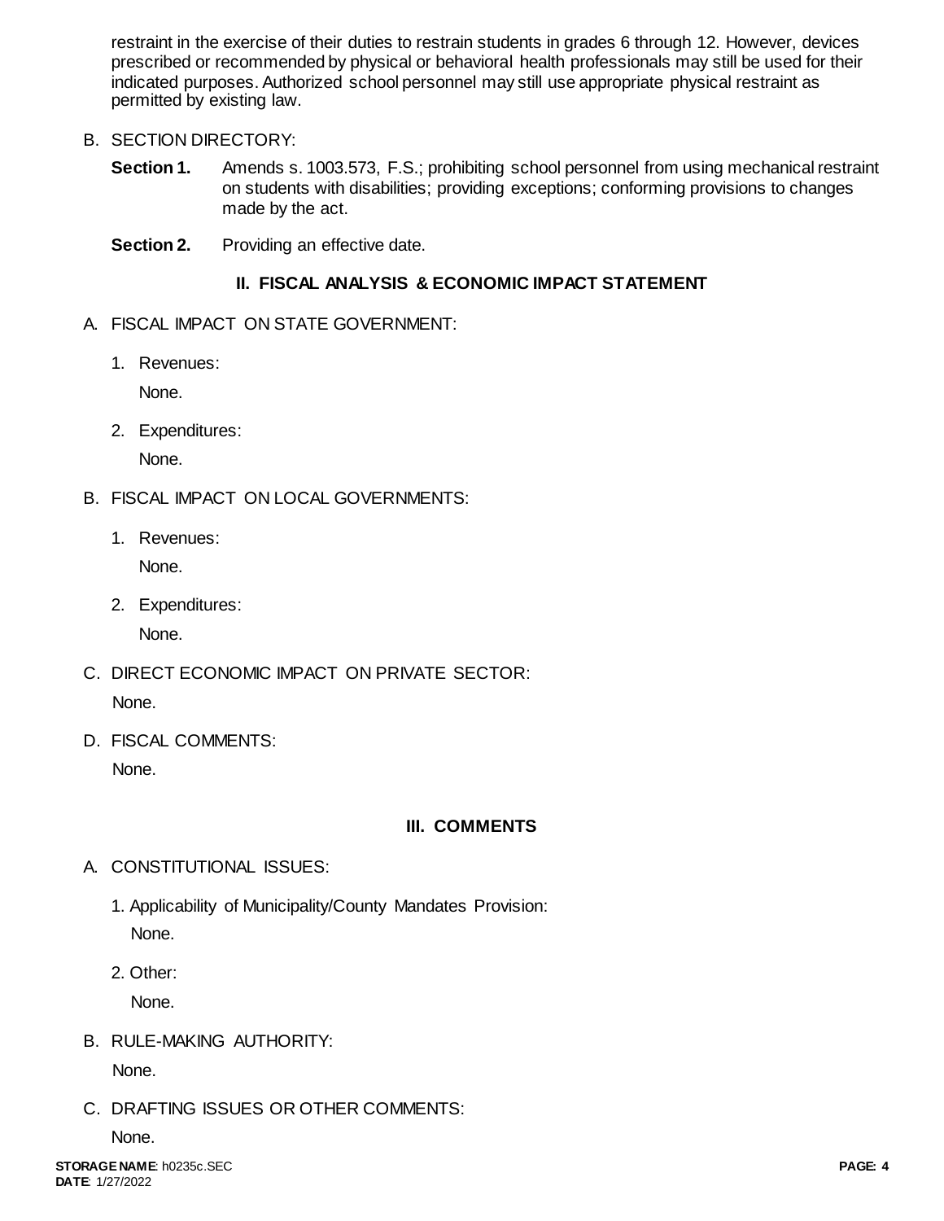restraint in the exercise of their duties to restrain students in grades 6 through 12. However, devices prescribed or recommended by physical or behavioral health professionals may still be used for their indicated purposes. Authorized school personnel may still use appropriate physical restraint as permitted by existing law.

B. SECTION DIRECTORY:

**Section 1.** Amends s. 1003.573, F.S.; prohibiting school personnel from using mechanical restraint on students with disabilities; providing exceptions; conforming provisions to changes made by the act.

**Section 2.** Providing an effective date.

## II. FISCAL ANALYSIS & ECONOMIC IMPACT STATEMENT

A. FISCAL IMPACT ON STATE GOVERNMENT:

1. Revenues:

   None.

2. Expenditures:

   None.

B. FISCAL IMPACT ON LOCAL GOVERNMENTS:

1. Revenues:

   None.

2. Expenditures:

   None.

C. DIRECT ECONOMIC IMPACT ON PRIVATE SECTOR:

None.

D. FISCAL COMMENTS:

None.

## III. COMMENTS

A. CONSTITUTIONAL ISSUES:

1. Applicability of Municipality/County Mandates Provision:

   None.

2. Other:

   None.

B. RULE-MAKING AUTHORITY:

None.

C. DRAFTING ISSUES OR OTHER COMMENTS:

None.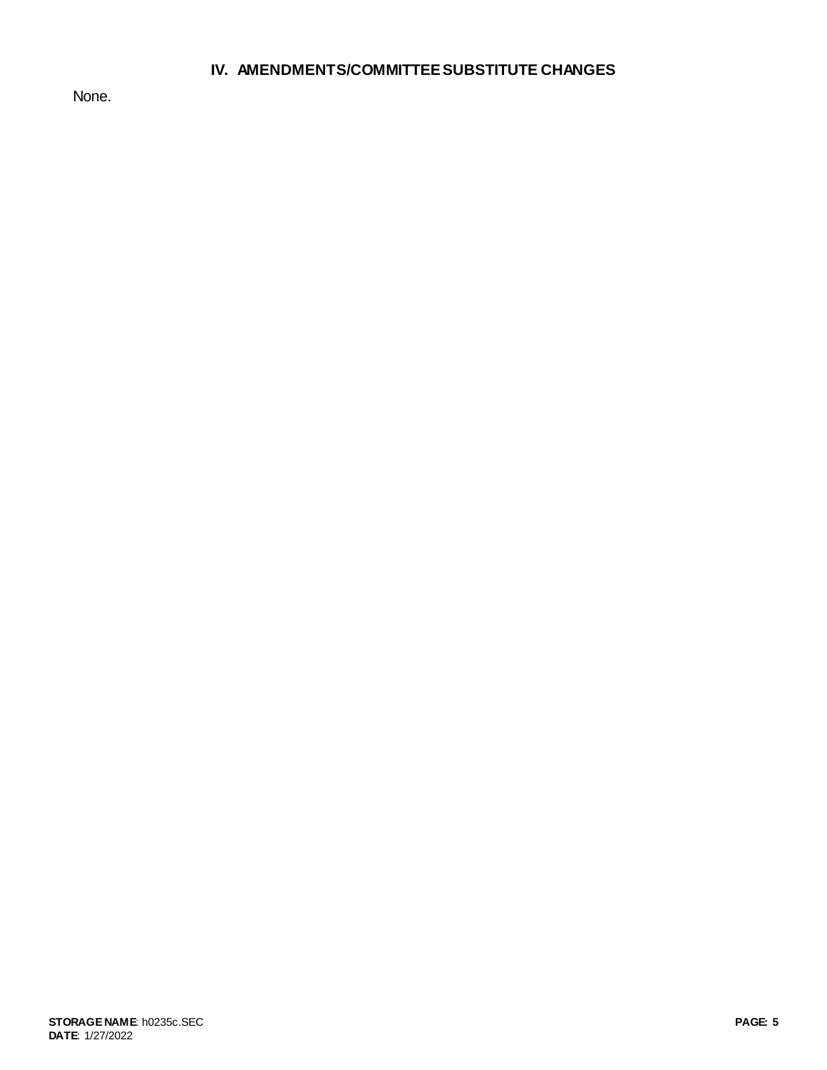## IV. AMENDMENTS/COMMITTEE SUBSTITUTE CHANGES

None.